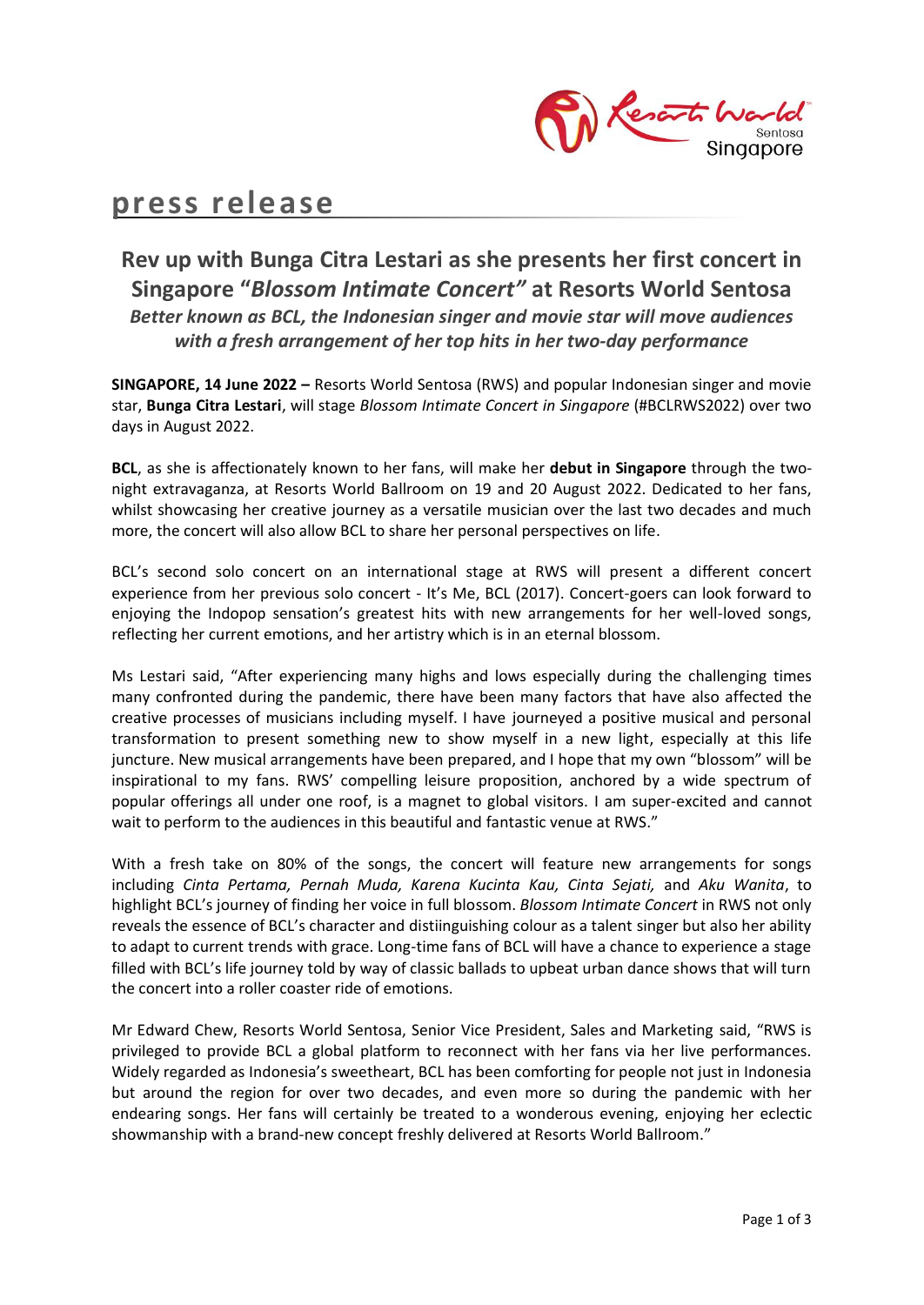# press release

## Rev up with Bunga Citra Lestari as she presents her first concert in Singapore "*Blossom Intimate Concert"* at Resorts World Sentosa

***Better known as BCL, the Indonesian singer and movie star will move audiences with a fresh arrangement of her top hits in her two-day performance***

**SINGAPORE, 14 June 2022 –** Resorts World Sentosa (RWS) and popular Indonesian singer and movie star, **Bunga Citra Lestari**, will stage *Blossom Intimate Concert in Singapore* (#BCLRWS2022) over two days in August 2022.

**BCL**, as she is affectionately known to her fans, will make her **debut in Singapore** through the two-night extravaganza, at Resorts World Ballroom on 19 and 20 August 2022. Dedicated to her fans, whilst showcasing her creative journey as a versatile musician over the last two decades and much more, the concert will also allow BCL to share her personal perspectives on life.

BCL's second solo concert on an international stage at RWS will present a different concert experience from her previous solo concert - It's Me, BCL (2017). Concert-goers can look forward to enjoying the Indopop sensation's greatest hits with new arrangements for her well-loved songs, reflecting her current emotions, and her artistry which is in an eternal blossom.

Ms Lestari said, "After experiencing many highs and lows especially during the challenging times many confronted during the pandemic, there have been many factors that have also affected the creative processes of musicians including myself. I have journeyed a positive musical and personal transformation to present something new to show myself in a new light, especially at this life juncture. New musical arrangements have been prepared, and I hope that my own "blossom" will be inspirational to my fans. RWS' compelling leisure proposition, anchored by a wide spectrum of popular offerings all under one roof, is a magnet to global visitors. I am super-excited and cannot wait to perform to the audiences in this beautiful and fantastic venue at RWS."

With a fresh take on 80% of the songs, the concert will feature new arrangements for songs including *Cinta Pertama, Pernah Muda, Karena Kucinta Kau, Cinta Sejati,* and *Aku Wanita*, to highlight BCL's journey of finding her voice in full blossom. *Blossom Intimate Concert* in RWS not only reveals the essence of BCL's character and distiinguishing colour as a talent singer but also her ability to adapt to current trends with grace. Long-time fans of BCL will have a chance to experience a stage filled with BCL's life journey told by way of classic ballads to upbeat urban dance shows that will turn the concert into a roller coaster ride of emotions.

Mr Edward Chew, Resorts World Sentosa, Senior Vice President, Sales and Marketing said, "RWS is privileged to provide BCL a global platform to reconnect with her fans via her live performances. Widely regarded as Indonesia's sweetheart, BCL has been comforting for people not just in Indonesia but around the region for over two decades, and even more so during the pandemic with her endearing songs. Her fans will certainly be treated to a wonderous evening, enjoying her eclectic showmanship with a brand-new concept freshly delivered at Resorts World Ballroom."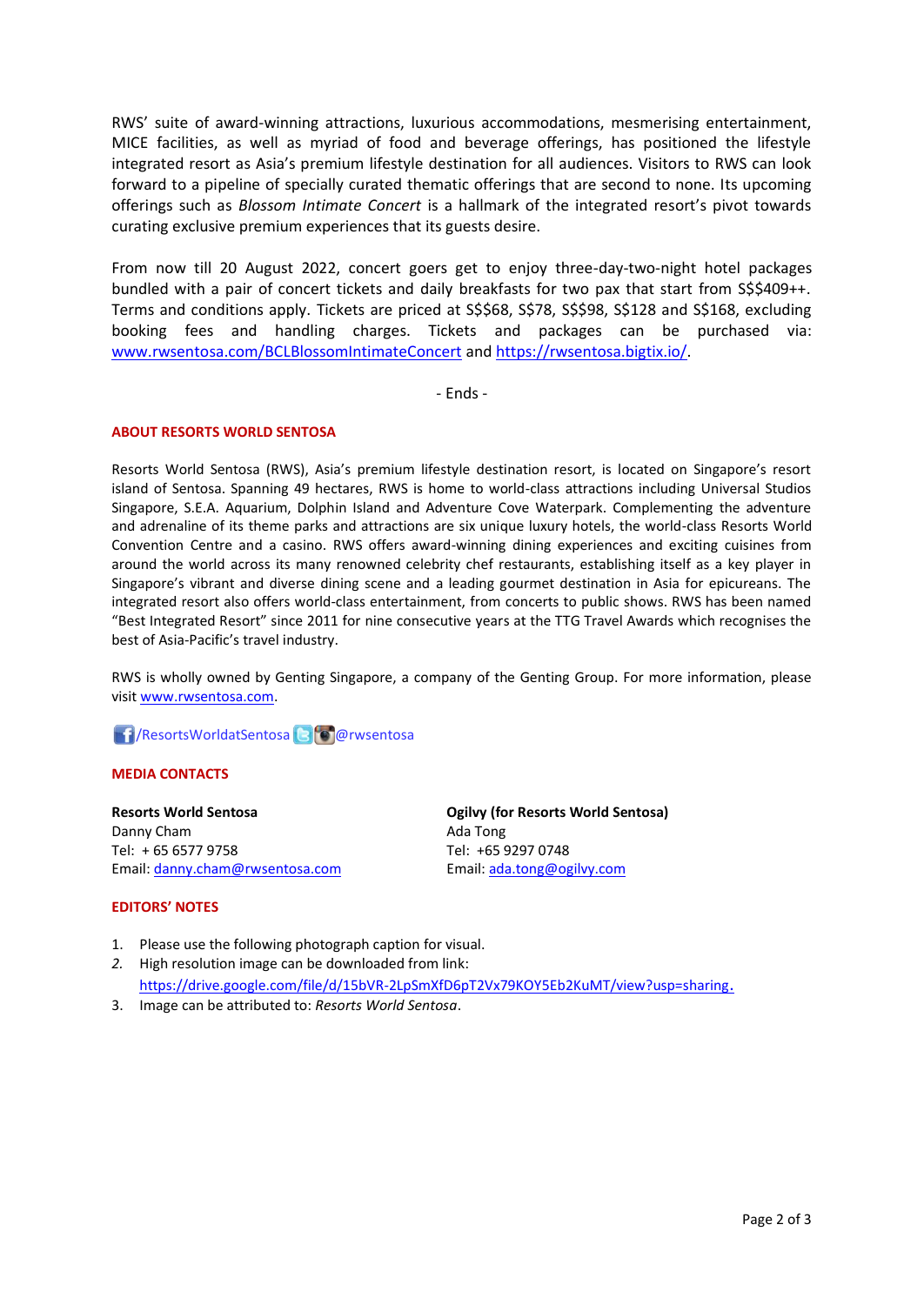RWS' suite of award-winning attractions, luxurious accommodations, mesmerising entertainment, MICE facilities, as well as myriad of food and beverage offerings, has positioned the lifestyle integrated resort as Asia's premium lifestyle destination for all audiences. Visitors to RWS can look forward to a pipeline of specially curated thematic offerings that are second to none. Its upcoming offerings such as *Blossom Intimate Concert* is a hallmark of the integrated resort's pivot towards curating exclusive premium experiences that its guests desire.

From now till 20 August 2022, concert goers get to enjoy three-day-two-night hotel packages bundled with a pair of concert tickets and daily breakfasts for two pax that start from S$$409++. Terms and conditions apply. Tickets are priced at S$$68, S$78, S$$98, S$128 and S$168, excluding booking fees and handling charges. Tickets and packages can be purchased via: www.rwsentosa.com/BCLBlossomIntimateConcert and https://rwsentosa.bigtix.io/.

- Ends -

## ABOUT RESORTS WORLD SENTOSA

Resorts World Sentosa (RWS), Asia's premium lifestyle destination resort, is located on Singapore's resort island of Sentosa. Spanning 49 hectares, RWS is home to world-class attractions including Universal Studios Singapore, S.E.A. Aquarium, Dolphin Island and Adventure Cove Waterpark. Complementing the adventure and adrenaline of its theme parks and attractions are six unique luxury hotels, the world-class Resorts World Convention Centre and a casino. RWS offers award-winning dining experiences and exciting cuisines from around the world across its many renowned celebrity chef restaurants, establishing itself as a key player in Singapore's vibrant and diverse dining scene and a leading gourmet destination in Asia for epicureans. The integrated resort also offers world-class entertainment, from concerts to public shows. RWS has been named "Best Integrated Resort" since 2011 for nine consecutive years at the TTG Travel Awards which recognises the best of Asia-Pacific's travel industry.

RWS is wholly owned by Genting Singapore, a company of the Genting Group. For more information, please visit www.rwsentosa.com.

/ResortsWorldatSentosa @rwsentosa

## MEDIA CONTACTS

**Resorts World Sentosa**
Danny Cham
Tel: + 65 6577 9758
Email: danny.cham@rwsentosa.com

**Ogilvy (for Resorts World Sentosa)**
Ada Tong
Tel: +65 9297 0748
Email: ada.tong@ogilvy.com

## EDITORS' NOTES

1. Please use the following photograph caption for visual.
2. High resolution image can be downloaded from link: https://drive.google.com/file/d/15bVR-2LpSmXfD6pT2Vx79KOY5Eb2KuMT/view?usp=sharing.
3. Image can be attributed to: *Resorts World Sentosa*.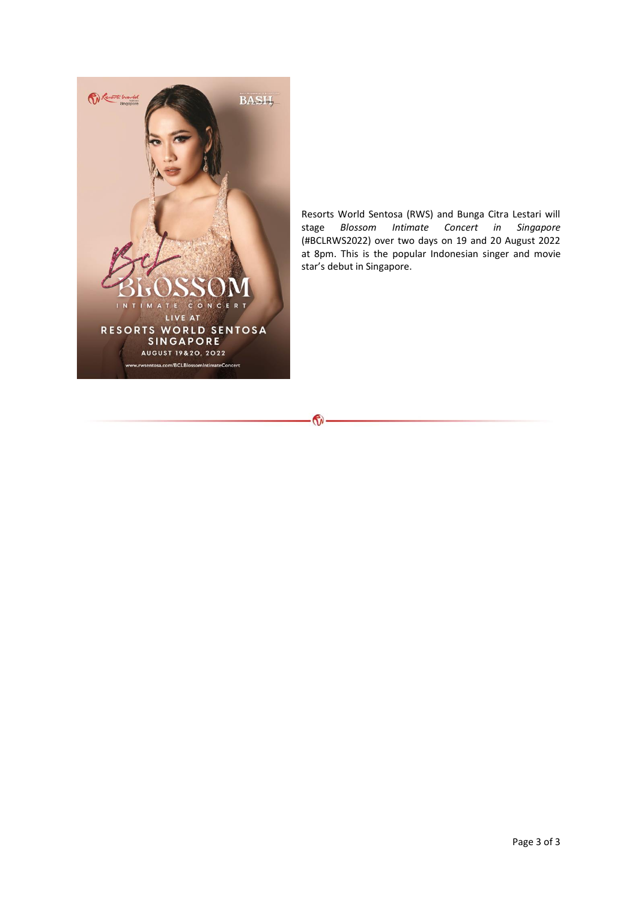Resorts World Sentosa (RWS) and Bunga Citra Lestari will stage *Blossom Intimate Concert in Singapore* (#BCLRWS2022) over two days on 19 and 20 August 2022 at 8pm. This is the popular Indonesian singer and movie star's debut in Singapore.